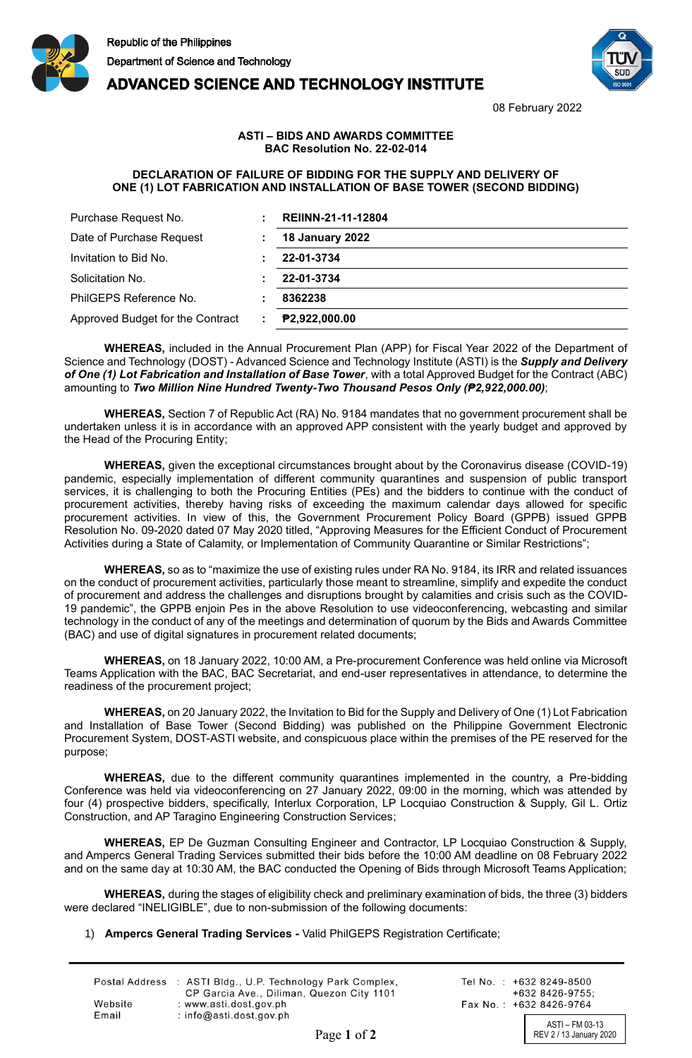Republic of the Philippines
Department of Science and Technology
**ADVANCED SCIENCE AND TECHNOLOGY INSTITUTE**

08 February 2022

**ASTI – BIDS AND AWARDS COMMITTEE**
**BAC Resolution No. 22-02-014**

**DECLARATION OF FAILURE OF BIDDING FOR THE SUPPLY AND DELIVERY OF ONE (1) LOT FABRICATION AND INSTALLATION OF BASE TOWER (SECOND BIDDING)**

| | | |
|---|---|---|
| Purchase Request No. | : | **REIINN-21-11-12804** |
| Date of Purchase Request | : | **18 January 2022** |
| Invitation to Bid No. | : | **22-01-3734** |
| Solicitation No. | : | **22-01-3734** |
| PhilGEPS Reference No. | : | **8362238** |
| Approved Budget for the Contract | : | **₱2,922,000.00** |

**WHEREAS,** included in the Annual Procurement Plan (APP) for Fiscal Year 2022 of the Department of Science and Technology (DOST) - Advanced Science and Technology Institute (ASTI) is the ***Supply and Delivery of One (1) Lot Fabrication and Installation of Base Tower***, with a total Approved Budget for the Contract (ABC) amounting to ***Two Million Nine Hundred Twenty-Two Thousand Pesos Only (₱2,922,000.00)***;

**WHEREAS,** Section 7 of Republic Act (RA) No. 9184 mandates that no government procurement shall be undertaken unless it is in accordance with an approved APP consistent with the yearly budget and approved by the Head of the Procuring Entity;

**WHEREAS,** given the exceptional circumstances brought about by the Coronavirus disease (COVID-19) pandemic, especially implementation of different community quarantines and suspension of public transport services, it is challenging to both the Procuring Entities (PEs) and the bidders to continue with the conduct of procurement activities, thereby having risks of exceeding the maximum calendar days allowed for specific procurement activities. In view of this, the Government Procurement Policy Board (GPPB) issued GPPB Resolution No. 09-2020 dated 07 May 2020 titled, "Approving Measures for the Efficient Conduct of Procurement Activities during a State of Calamity, or Implementation of Community Quarantine or Similar Restrictions";

**WHEREAS,** so as to "maximize the use of existing rules under RA No. 9184, its IRR and related issuances on the conduct of procurement activities, particularly those meant to streamline, simplify and expedite the conduct of procurement and address the challenges and disruptions brought by calamities and crisis such as the COVID-19 pandemic", the GPPB enjoin Pes in the above Resolution to use videoconferencing, webcasting and similar technology in the conduct of any of the meetings and determination of quorum by the Bids and Awards Committee (BAC) and use of digital signatures in procurement related documents;

**WHEREAS,** on 18 January 2022, 10:00 AM, a Pre-procurement Conference was held online via Microsoft Teams Application with the BAC, BAC Secretariat, and end-user representatives in attendance, to determine the readiness of the procurement project;

**WHEREAS,** on 20 January 2022, the Invitation to Bid for the Supply and Delivery of One (1) Lot Fabrication and Installation of Base Tower (Second Bidding) was published on the Philippine Government Electronic Procurement System, DOST-ASTI website, and conspicuous place within the premises of the PE reserved for the purpose;

**WHEREAS,** due to the different community quarantines implemented in the country, a Pre-bidding Conference was held via videoconferencing on 27 January 2022, 09:00 in the morning, which was attended by four (4) prospective bidders, specifically, Interlux Corporation, LP Locquiao Construction & Supply, Gil L. Ortiz Construction, and AP Taragino Engineering Construction Services;

**WHEREAS,** EP De Guzman Consulting Engineer and Contractor, LP Locquiao Construction & Supply, and Ampercs General Trading Services submitted their bids before the 10:00 AM deadline on 08 February 2022 and on the same day at 10:30 AM, the BAC conducted the Opening of Bids through Microsoft Teams Application;

**WHEREAS,** during the stages of eligibility check and preliminary examination of bids, the three (3) bidders were declared "INELIGIBLE", due to non-submission of the following documents:

1) **Ampercs General Trading Services -** Valid PhilGEPS Registration Certificate;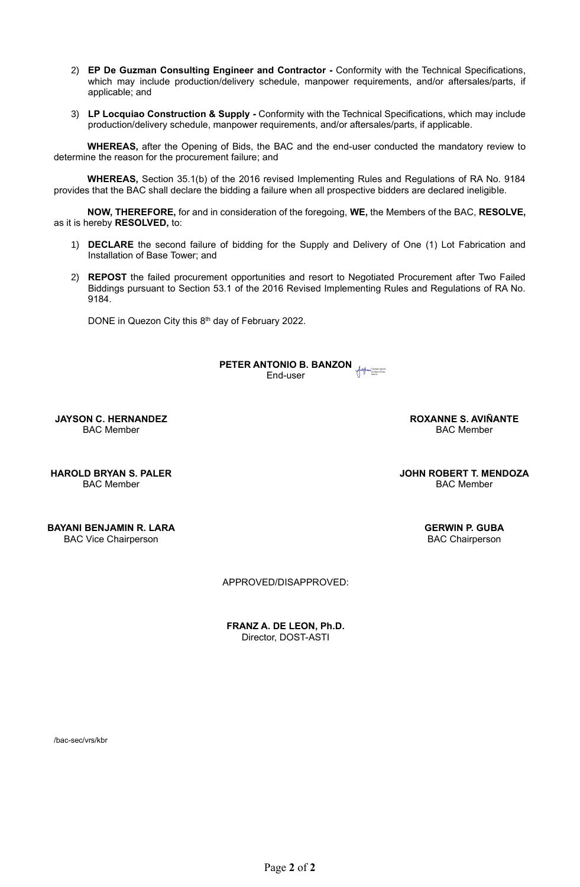2) **EP De Guzman Consulting Engineer and Contractor -** Conformity with the Technical Specifications, which may include production/delivery schedule, manpower requirements, and/or aftersales/parts, if applicable; and

3) **LP Locquiao Construction & Supply -** Conformity with the Technical Specifications, which may include production/delivery schedule, manpower requirements, and/or aftersales/parts, if applicable.

**WHEREAS,** after the Opening of Bids, the BAC and the end-user conducted the mandatory review to determine the reason for the procurement failure; and

**WHEREAS,** Section 35.1(b) of the 2016 revised Implementing Rules and Regulations of RA No. 9184 provides that the BAC shall declare the bidding a failure when all prospective bidders are declared ineligible.

**NOW, THEREFORE,** for and in consideration of the foregoing, **WE,** the Members of the BAC, **RESOLVE,** as it is hereby **RESOLVED,** to:

1) **DECLARE** the second failure of bidding for the Supply and Delivery of One (1) Lot Fabrication and Installation of Base Tower; and

2) **REPOST** the failed procurement opportunities and resort to Negotiated Procurement after Two Failed Biddings pursuant to Section 53.1 of the 2016 Revised Implementing Rules and Regulations of RA No. 9184.

DONE in Quezon City this 8th day of February 2022.

**PETER ANTONIO B. BANZON**
End-user

**JAYSON C. HERNANDEZ**
BAC Member

**ROXANNE S. AVIÑANTE**
BAC Member

**HAROLD BRYAN S. PALER**
BAC Member

**JOHN ROBERT T. MENDOZA**
BAC Member

**BAYANI BENJAMIN R. LARA**
BAC Vice Chairperson

**GERWIN P. GUBA**
BAC Chairperson

APPROVED/DISAPPROVED:

**FRANZ A. DE LEON, Ph.D.**
Director, DOST-ASTI

/bac-sec/vrs/kbr